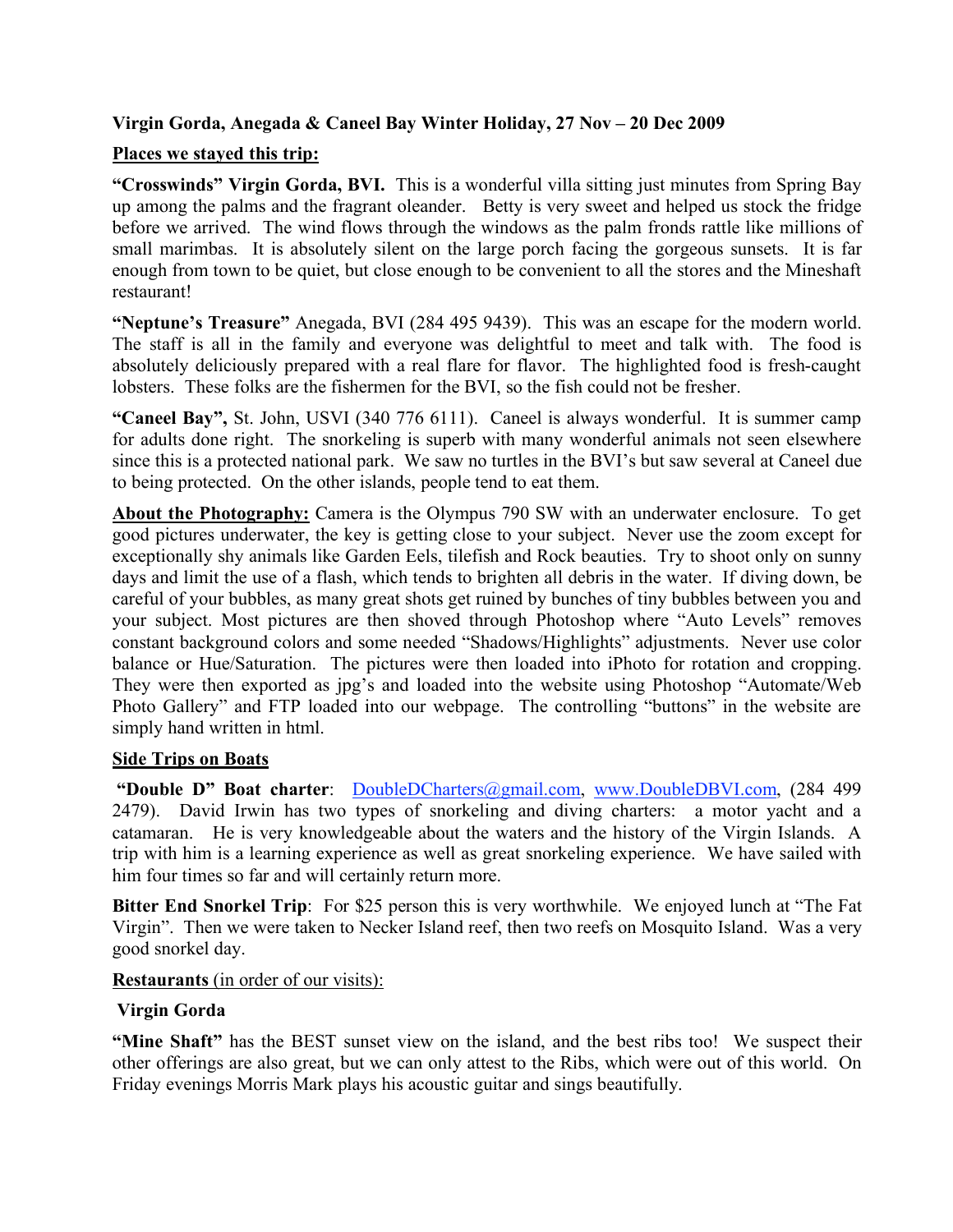## Virgin Gorda, Anegada & Caneel Bay Winter Holiday, 27 Nov – 20 Dec 2009

### Places we stayed this trip:

**"Crosswinds" Virgin Gorda, BVI.** This is a wonderful villa sitting just minutes from Spring Bay up among the palms and the fragrant oleander. Betty is very sweet and helped us stock the fridge before we arrived. The wind flows through the windows as the palm fronds rattle like millions of small marimbas. It is absolutely silent on the large porch facing the gorgeous sunsets. It is far enough from town to be quiet, but close enough to be convenient to all the stores and the Mineshaft restaurant!

**"Neptune's Treasure"** Anegada, BVI (284 495 9439). This was an escape for the modern world. The staff is all in the family and everyone was delightful to meet and talk with. The food is absolutely deliciously prepared with a real flare for flavor. The highlighted food is fresh-caught lobsters. These folks are the fishermen for the BVI, so the fish could not be fresher.

**"Caneel Bay",** St. John, USVI (340 776 6111). Caneel is always wonderful. It is summer camp for adults done right. The snorkeling is superb with many wonderful animals not seen elsewhere since this is a protected national park. We saw no turtles in the BVI's but saw several at Caneel due to being protected. On the other islands, people tend to eat them.

**About the Photography:** Camera is the Olympus 790 SW with an underwater enclosure. To get good pictures underwater, the key is getting close to your subject. Never use the zoom except for exceptionally shy animals like Garden Eels, tilefish and Rock beauties. Try to shoot only on sunny days and limit the use of a flash, which tends to brighten all debris in the water. If diving down, be careful of your bubbles, as many great shots get ruined by bunches of tiny bubbles between you and your subject. Most pictures are then shoved through Photoshop where "Auto Levels" removes constant background colors and some needed "Shadows/Highlights" adjustments. Never use color balance or Hue/Saturation. The pictures were then loaded into iPhoto for rotation and cropping. They were then exported as jpg's and loaded into the website using Photoshop "Automate/Web Photo Gallery" and FTP loaded into our webpage. The controlling "buttons" in the website are simply hand written in html.

### Side Trips on Boats

**"Double D" Boat charter**: DoubleDCharters@gmail.com, www.DoubleDBVI.com, (284 499 2479). David Irwin has two types of snorkeling and diving charters: a motor yacht and a catamaran. He is very knowledgeable about the waters and the history of the Virgin Islands. A trip with him is a learning experience as well as great snorkeling experience. We have sailed with him four times so far and will certainly return more.

**Bitter End Snorkel Trip**: For $25 person this is very worthwhile. We enjoyed lunch at "The Fat Virgin". Then we were taken to Necker Island reef, then two reefs on Mosquito Island. Was a very good snorkel day.

### Restaurants (in order of our visits):

#### Virgin Gorda

**"Mine Shaft"** has the BEST sunset view on the island, and the best ribs too! We suspect their other offerings are also great, but we can only attest to the Ribs, which were out of this world. On Friday evenings Morris Mark plays his acoustic guitar and sings beautifully.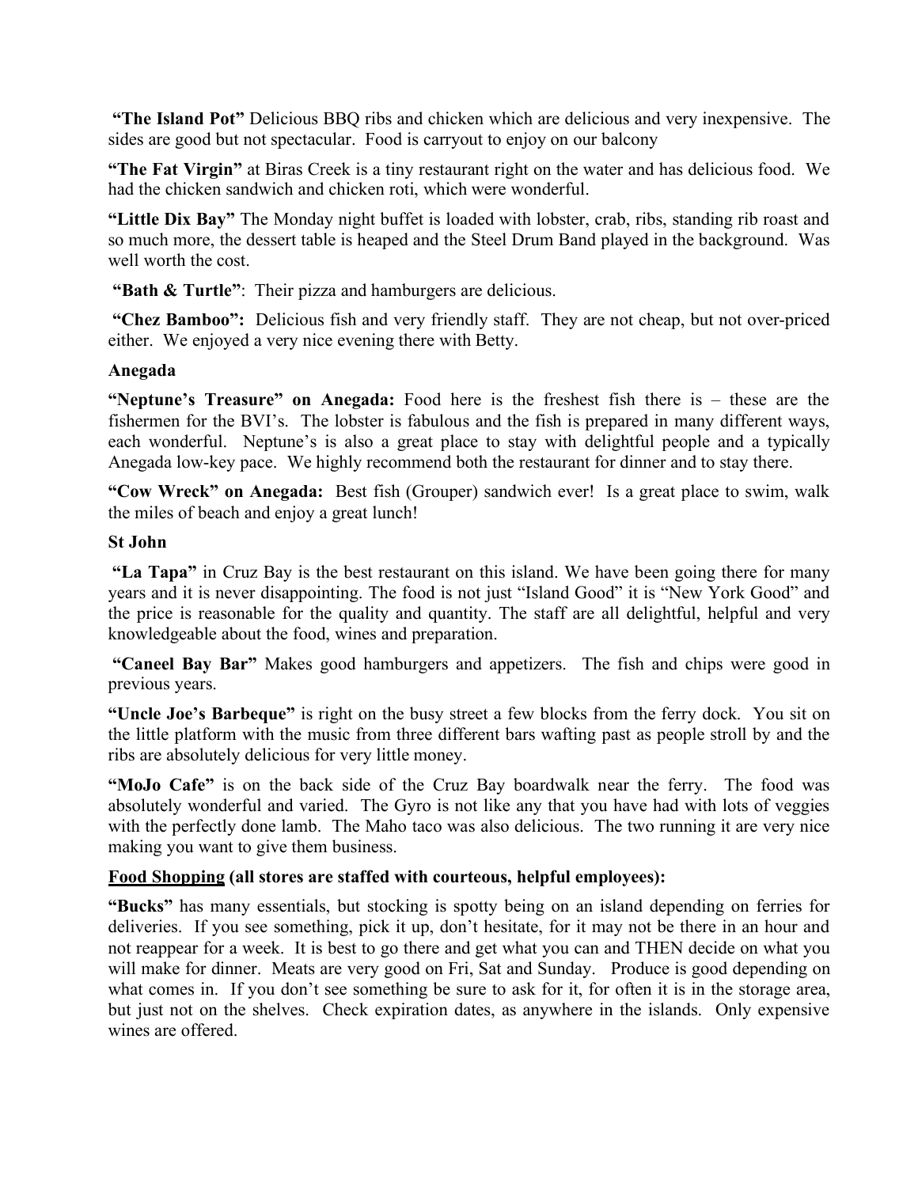**"The Island Pot"** Delicious BBQ ribs and chicken which are delicious and very inexpensive. The sides are good but not spectacular. Food is carryout to enjoy on our balcony

**"The Fat Virgin"** at Biras Creek is a tiny restaurant right on the water and has delicious food. We had the chicken sandwich and chicken roti, which were wonderful.

**"Little Dix Bay"** The Monday night buffet is loaded with lobster, crab, ribs, standing rib roast and so much more, the dessert table is heaped and the Steel Drum Band played in the background. Was well worth the cost.

**"Bath & Turtle"**: Their pizza and hamburgers are delicious.

**"Chez Bamboo":** Delicious fish and very friendly staff. They are not cheap, but not over-priced either. We enjoyed a very nice evening there with Betty.

**Anegada**

**"Neptune's Treasure" on Anegada:** Food here is the freshest fish there is – these are the fishermen for the BVI's. The lobster is fabulous and the fish is prepared in many different ways, each wonderful. Neptune's is also a great place to stay with delightful people and a typically Anegada low-key pace. We highly recommend both the restaurant for dinner and to stay there.

**"Cow Wreck" on Anegada:** Best fish (Grouper) sandwich ever! Is a great place to swim, walk the miles of beach and enjoy a great lunch!

**St John**

**"La Tapa"** in Cruz Bay is the best restaurant on this island. We have been going there for many years and it is never disappointing. The food is not just "Island Good" it is "New York Good" and the price is reasonable for the quality and quantity. The staff are all delightful, helpful and very knowledgeable about the food, wines and preparation.

**"Caneel Bay Bar"** Makes good hamburgers and appetizers. The fish and chips were good in previous years.

**"Uncle Joe's Barbeque"** is right on the busy street a few blocks from the ferry dock. You sit on the little platform with the music from three different bars wafting past as people stroll by and the ribs are absolutely delicious for very little money.

**"MoJo Cafe"** is on the back side of the Cruz Bay boardwalk near the ferry. The food was absolutely wonderful and varied. The Gyro is not like any that you have had with lots of veggies with the perfectly done lamb. The Maho taco was also delicious. The two running it are very nice making you want to give them business.

**<u>Food Shopping</u> (all stores are staffed with courteous, helpful employees):**

**"Bucks"** has many essentials, but stocking is spotty being on an island depending on ferries for deliveries. If you see something, pick it up, don't hesitate, for it may not be there in an hour and not reappear for a week. It is best to go there and get what you can and THEN decide on what you will make for dinner. Meats are very good on Fri, Sat and Sunday. Produce is good depending on what comes in. If you don't see something be sure to ask for it, for often it is in the storage area, but just not on the shelves. Check expiration dates, as anywhere in the islands. Only expensive wines are offered.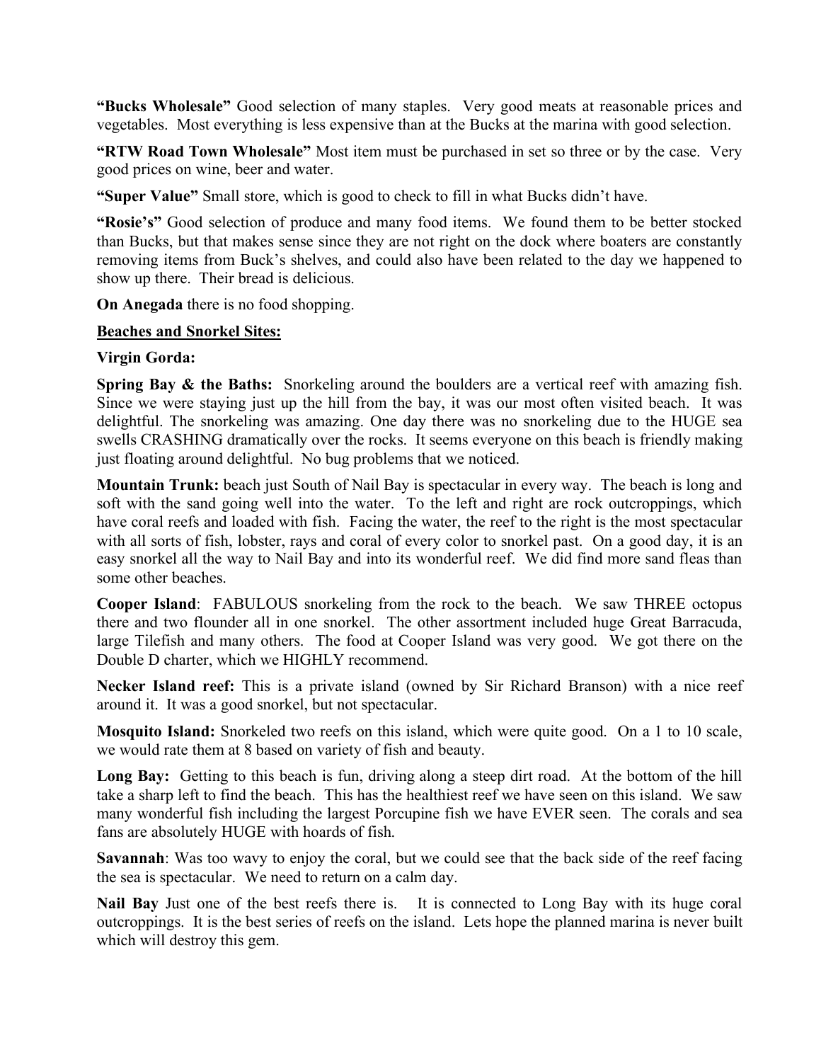**"Bucks Wholesale"** Good selection of many staples. Very good meats at reasonable prices and vegetables. Most everything is less expensive than at the Bucks at the marina with good selection.

**"RTW Road Town Wholesale"** Most item must be purchased in set so three or by the case. Very good prices on wine, beer and water.

**"Super Value"** Small store, which is good to check to fill in what Bucks didn't have.

**"Rosie's"** Good selection of produce and many food items. We found them to be better stocked than Bucks, but that makes sense since they are not right on the dock where boaters are constantly removing items from Buck's shelves, and could also have been related to the day we happened to show up there. Their bread is delicious.

**On Anegada** there is no food shopping.

**Beaches and Snorkel Sites:**

**Virgin Gorda:**

**Spring Bay & the Baths:** Snorkeling around the boulders are a vertical reef with amazing fish. Since we were staying just up the hill from the bay, it was our most often visited beach. It was delightful. The snorkeling was amazing. One day there was no snorkeling due to the HUGE sea swells CRASHING dramatically over the rocks. It seems everyone on this beach is friendly making just floating around delightful. No bug problems that we noticed.

**Mountain Trunk:** beach just South of Nail Bay is spectacular in every way. The beach is long and soft with the sand going well into the water. To the left and right are rock outcroppings, which have coral reefs and loaded with fish. Facing the water, the reef to the right is the most spectacular with all sorts of fish, lobster, rays and coral of every color to snorkel past. On a good day, it is an easy snorkel all the way to Nail Bay and into its wonderful reef. We did find more sand fleas than some other beaches.

**Cooper Island**: FABULOUS snorkeling from the rock to the beach. We saw THREE octopus there and two flounder all in one snorkel. The other assortment included huge Great Barracuda, large Tilefish and many others. The food at Cooper Island was very good. We got there on the Double D charter, which we HIGHLY recommend.

**Necker Island reef:** This is a private island (owned by Sir Richard Branson) with a nice reef around it. It was a good snorkel, but not spectacular.

**Mosquito Island:** Snorkeled two reefs on this island, which were quite good. On a 1 to 10 scale, we would rate them at 8 based on variety of fish and beauty.

**Long Bay:** Getting to this beach is fun, driving along a steep dirt road. At the bottom of the hill take a sharp left to find the beach. This has the healthiest reef we have seen on this island. We saw many wonderful fish including the largest Porcupine fish we have EVER seen. The corals and sea fans are absolutely HUGE with hoards of fish.

**Savannah**: Was too wavy to enjoy the coral, but we could see that the back side of the reef facing the sea is spectacular. We need to return on a calm day.

**Nail Bay** Just one of the best reefs there is. It is connected to Long Bay with its huge coral outcroppings. It is the best series of reefs on the island. Lets hope the planned marina is never built which will destroy this gem.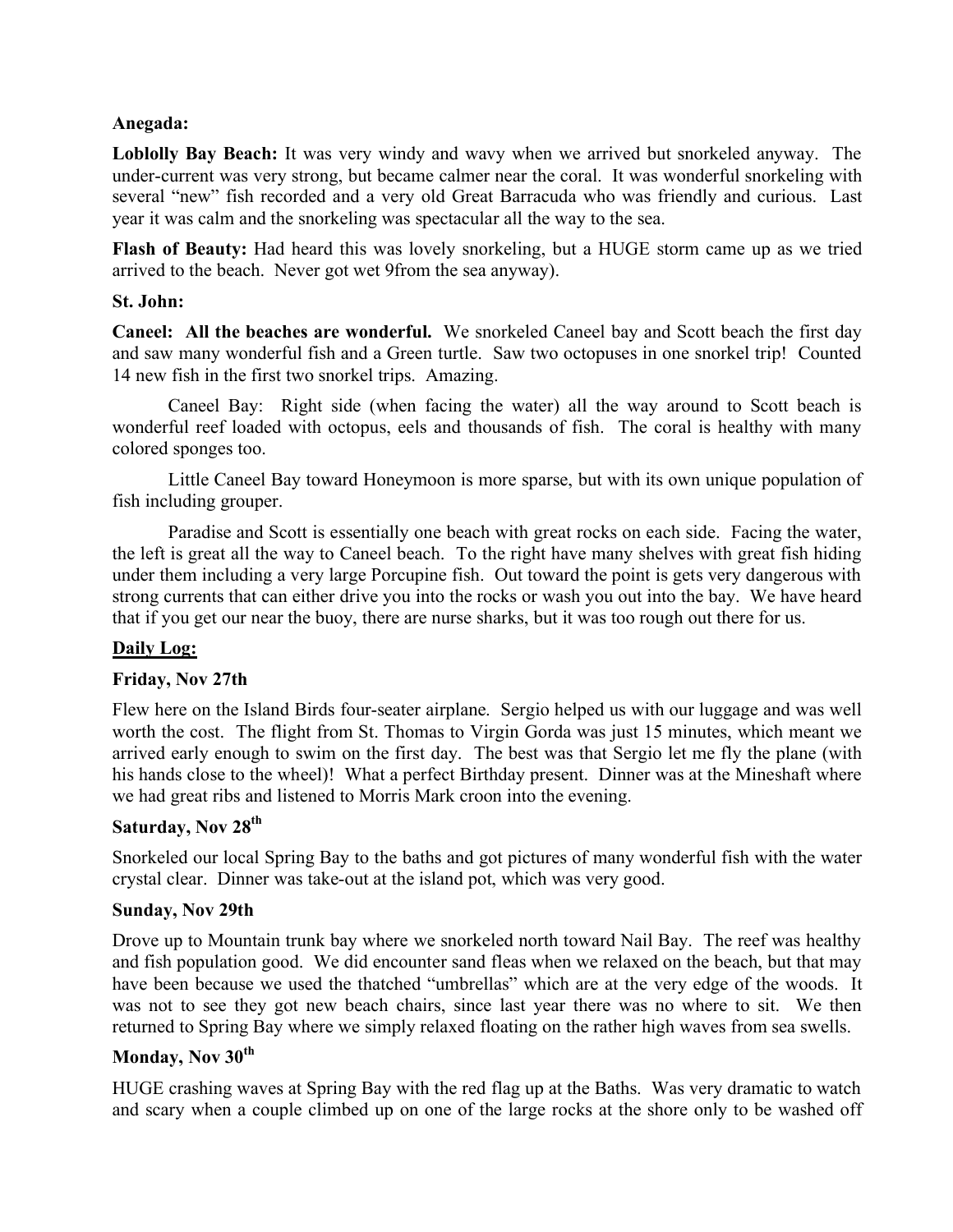**Anegada:**

**Loblolly Bay Beach:** It was very windy and wavy when we arrived but snorkeled anyway. The under-current was very strong, but became calmer near the coral. It was wonderful snorkeling with several "new" fish recorded and a very old Great Barracuda who was friendly and curious. Last year it was calm and the snorkeling was spectacular all the way to the sea.

**Flash of Beauty:** Had heard this was lovely snorkeling, but a HUGE storm came up as we tried arrived to the beach. Never got wet 9from the sea anyway).

**St. John:**

**Caneel: All the beaches are wonderful.** We snorkeled Caneel bay and Scott beach the first day and saw many wonderful fish and a Green turtle. Saw two octopuses in one snorkel trip! Counted 14 new fish in the first two snorkel trips. Amazing.

Caneel Bay: Right side (when facing the water) all the way around to Scott beach is wonderful reef loaded with octopus, eels and thousands of fish. The coral is healthy with many colored sponges too.

Little Caneel Bay toward Honeymoon is more sparse, but with its own unique population of fish including grouper.

Paradise and Scott is essentially one beach with great rocks on each side. Facing the water, the left is great all the way to Caneel beach. To the right have many shelves with great fish hiding under them including a very large Porcupine fish. Out toward the point is gets very dangerous with strong currents that can either drive you into the rocks or wash you out into the bay. We have heard that if you get our near the buoy, there are nurse sharks, but it was too rough out there for us.

**Daily Log:**

**Friday, Nov 27th**

Flew here on the Island Birds four-seater airplane. Sergio helped us with our luggage and was well worth the cost. The flight from St. Thomas to Virgin Gorda was just 15 minutes, which meant we arrived early enough to swim on the first day. The best was that Sergio let me fly the plane (with his hands close to the wheel)! What a perfect Birthday present. Dinner was at the Mineshaft where we had great ribs and listened to Morris Mark croon into the evening.

**Saturday, Nov 28th**

Snorkeled our local Spring Bay to the baths and got pictures of many wonderful fish with the water crystal clear. Dinner was take-out at the island pot, which was very good.

**Sunday, Nov 29th**

Drove up to Mountain trunk bay where we snorkeled north toward Nail Bay. The reef was healthy and fish population good. We did encounter sand fleas when we relaxed on the beach, but that may have been because we used the thatched "umbrellas" which are at the very edge of the woods. It was not to see they got new beach chairs, since last year there was no where to sit. We then returned to Spring Bay where we simply relaxed floating on the rather high waves from sea swells.

**Monday, Nov 30th**

HUGE crashing waves at Spring Bay with the red flag up at the Baths. Was very dramatic to watch and scary when a couple climbed up on one of the large rocks at the shore only to be washed off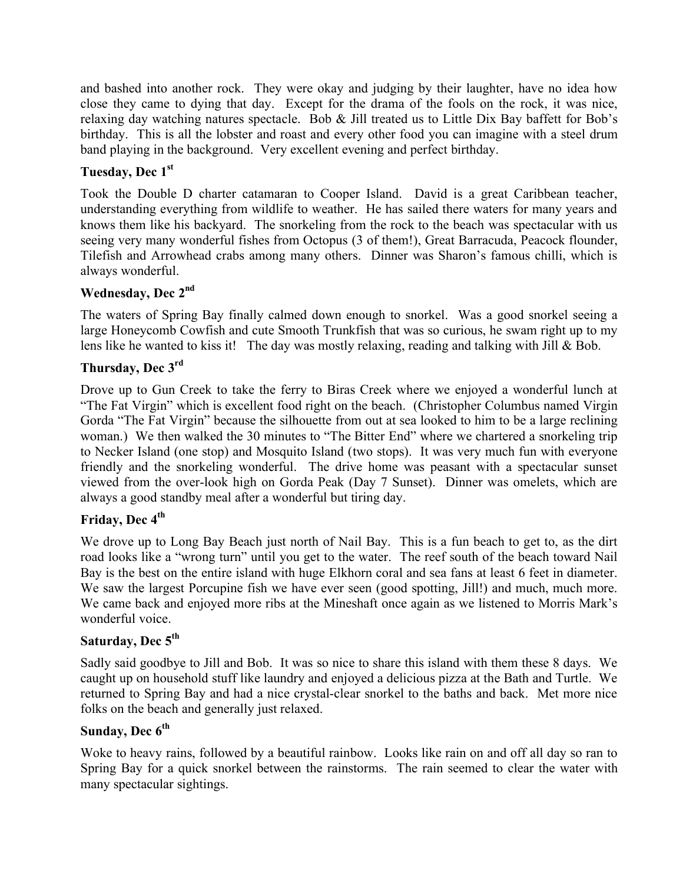and bashed into another rock. They were okay and judging by their laughter, have no idea how close they came to dying that day. Except for the drama of the fools on the rock, it was nice, relaxing day watching natures spectacle. Bob & Jill treated us to Little Dix Bay baffett for Bob's birthday. This is all the lobster and roast and every other food you can imagine with a steel drum band playing in the background. Very excellent evening and perfect birthday.

### Tuesday, Dec 1st

Took the Double D charter catamaran to Cooper Island. David is a great Caribbean teacher, understanding everything from wildlife to weather. He has sailed there waters for many years and knows them like his backyard. The snorkeling from the rock to the beach was spectacular with us seeing very many wonderful fishes from Octopus (3 of them!), Great Barracuda, Peacock flounder, Tilefish and Arrowhead crabs among many others. Dinner was Sharon's famous chilli, which is always wonderful.

### Wednesday, Dec 2nd

The waters of Spring Bay finally calmed down enough to snorkel. Was a good snorkel seeing a large Honeycomb Cowfish and cute Smooth Trunkfish that was so curious, he swam right up to my lens like he wanted to kiss it! The day was mostly relaxing, reading and talking with Jill & Bob.

### Thursday, Dec 3rd

Drove up to Gun Creek to take the ferry to Biras Creek where we enjoyed a wonderful lunch at "The Fat Virgin" which is excellent food right on the beach. (Christopher Columbus named Virgin Gorda "The Fat Virgin" because the silhouette from out at sea looked to him to be a large reclining woman.) We then walked the 30 minutes to "The Bitter End" where we chartered a snorkeling trip to Necker Island (one stop) and Mosquito Island (two stops). It was very much fun with everyone friendly and the snorkeling wonderful. The drive home was peasant with a spectacular sunset viewed from the over-look high on Gorda Peak (Day 7 Sunset). Dinner was omelets, which are always a good standby meal after a wonderful but tiring day.

### Friday, Dec 4th

We drove up to Long Bay Beach just north of Nail Bay. This is a fun beach to get to, as the dirt road looks like a "wrong turn" until you get to the water. The reef south of the beach toward Nail Bay is the best on the entire island with huge Elkhorn coral and sea fans at least 6 feet in diameter. We saw the largest Porcupine fish we have ever seen (good spotting, Jill!) and much, much more. We came back and enjoyed more ribs at the Mineshaft once again as we listened to Morris Mark's wonderful voice.

### Saturday, Dec 5th

Sadly said goodbye to Jill and Bob. It was so nice to share this island with them these 8 days. We caught up on household stuff like laundry and enjoyed a delicious pizza at the Bath and Turtle. We returned to Spring Bay and had a nice crystal-clear snorkel to the baths and back. Met more nice folks on the beach and generally just relaxed.

### Sunday, Dec 6th

Woke to heavy rains, followed by a beautiful rainbow. Looks like rain on and off all day so ran to Spring Bay for a quick snorkel between the rainstorms. The rain seemed to clear the water with many spectacular sightings.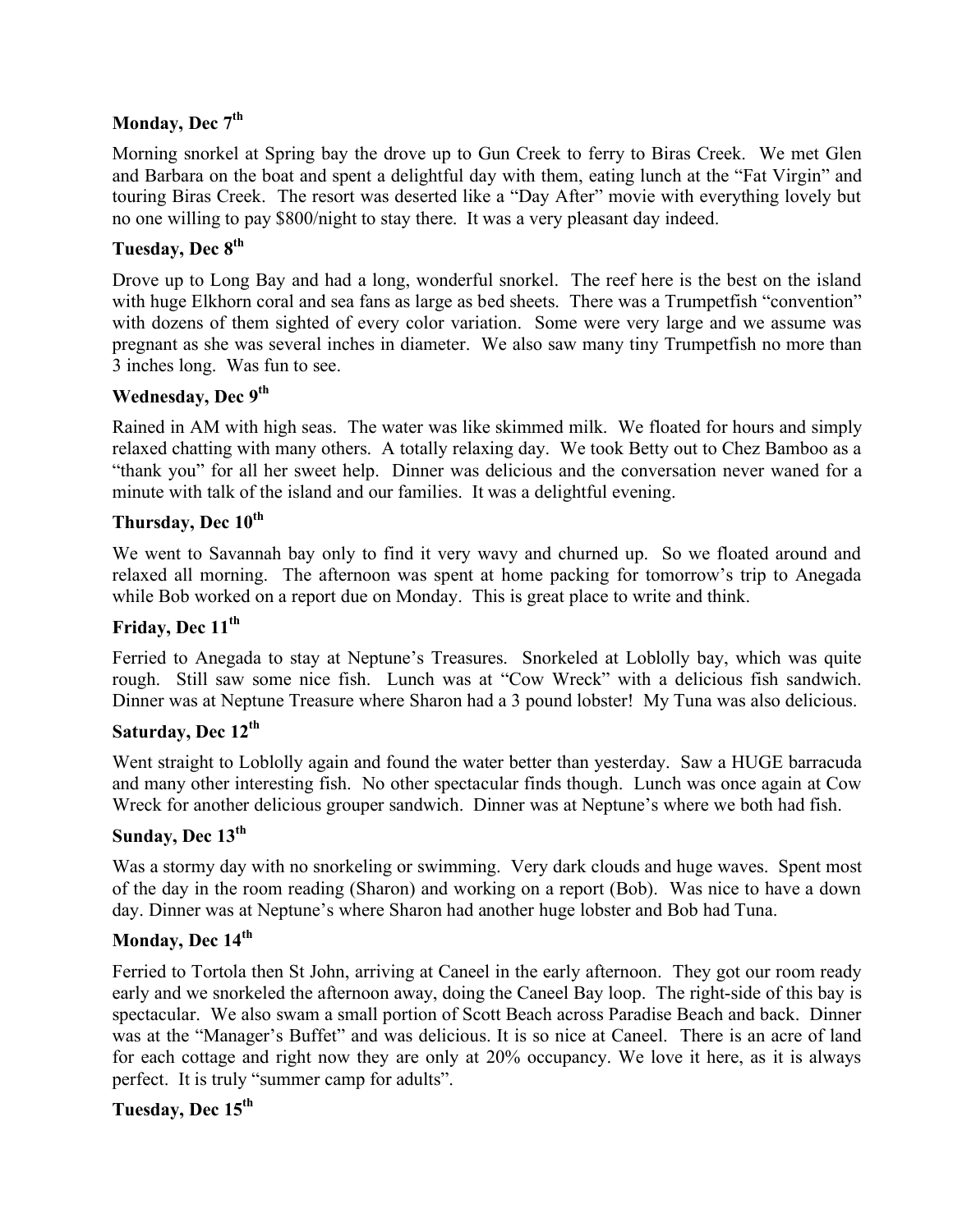**Monday, Dec 7th**

Morning snorkel at Spring bay the drove up to Gun Creek to ferry to Biras Creek. We met Glen and Barbara on the boat and spent a delightful day with them, eating lunch at the "Fat Virgin" and touring Biras Creek. The resort was deserted like a "Day After" movie with everything lovely but no one willing to pay $800/night to stay there. It was a very pleasant day indeed.

**Tuesday, Dec 8th**

Drove up to Long Bay and had a long, wonderful snorkel. The reef here is the best on the island with huge Elkhorn coral and sea fans as large as bed sheets. There was a Trumpetfish "convention" with dozens of them sighted of every color variation. Some were very large and we assume was pregnant as she was several inches in diameter. We also saw many tiny Trumpetfish no more than 3 inches long. Was fun to see.

**Wednesday, Dec 9th**

Rained in AM with high seas. The water was like skimmed milk. We floated for hours and simply relaxed chatting with many others. A totally relaxing day. We took Betty out to Chez Bamboo as a "thank you" for all her sweet help. Dinner was delicious and the conversation never waned for a minute with talk of the island and our families. It was a delightful evening.

**Thursday, Dec 10th**

We went to Savannah bay only to find it very wavy and churned up. So we floated around and relaxed all morning. The afternoon was spent at home packing for tomorrow's trip to Anegada while Bob worked on a report due on Monday. This is great place to write and think.

**Friday, Dec 11th**

Ferried to Anegada to stay at Neptune's Treasures. Snorkeled at Loblolly bay, which was quite rough. Still saw some nice fish. Lunch was at "Cow Wreck" with a delicious fish sandwich. Dinner was at Neptune Treasure where Sharon had a 3 pound lobster! My Tuna was also delicious.

**Saturday, Dec 12th**

Went straight to Loblolly again and found the water better than yesterday. Saw a HUGE barracuda and many other interesting fish. No other spectacular finds though. Lunch was once again at Cow Wreck for another delicious grouper sandwich. Dinner was at Neptune's where we both had fish.

**Sunday, Dec 13th**

Was a stormy day with no snorkeling or swimming. Very dark clouds and huge waves. Spent most of the day in the room reading (Sharon) and working on a report (Bob). Was nice to have a down day. Dinner was at Neptune's where Sharon had another huge lobster and Bob had Tuna.

**Monday, Dec 14th**

Ferried to Tortola then St John, arriving at Caneel in the early afternoon. They got our room ready early and we snorkeled the afternoon away, doing the Caneel Bay loop. The right-side of this bay is spectacular. We also swam a small portion of Scott Beach across Paradise Beach and back. Dinner was at the "Manager's Buffet" and was delicious. It is so nice at Caneel. There is an acre of land for each cottage and right now they are only at 20% occupancy. We love it here, as it is always perfect. It is truly "summer camp for adults".

**Tuesday, Dec 15th**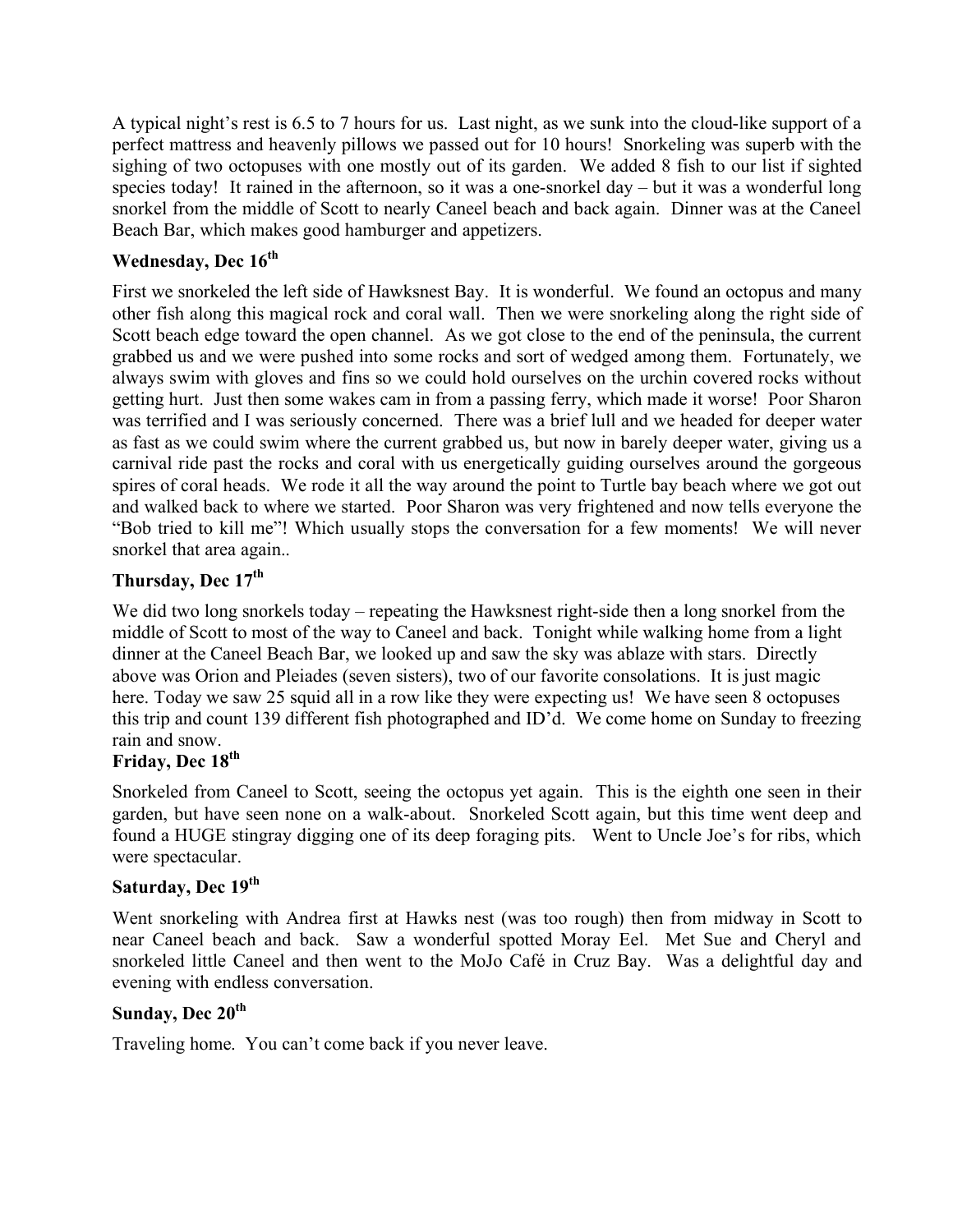A typical night's rest is 6.5 to 7 hours for us. Last night, as we sunk into the cloud-like support of a perfect mattress and heavenly pillows we passed out for 10 hours! Snorkeling was superb with the sighing of two octopuses with one mostly out of its garden. We added 8 fish to our list if sighted species today! It rained in the afternoon, so it was a one-snorkel day – but it was a wonderful long snorkel from the middle of Scott to nearly Caneel beach and back again. Dinner was at the Caneel Beach Bar, which makes good hamburger and appetizers.

### Wednesday, Dec 16th

First we snorkeled the left side of Hawksnest Bay. It is wonderful. We found an octopus and many other fish along this magical rock and coral wall. Then we were snorkeling along the right side of Scott beach edge toward the open channel. As we got close to the end of the peninsula, the current grabbed us and we were pushed into some rocks and sort of wedged among them. Fortunately, we always swim with gloves and fins so we could hold ourselves on the urchin covered rocks without getting hurt. Just then some wakes cam in from a passing ferry, which made it worse! Poor Sharon was terrified and I was seriously concerned. There was a brief lull and we headed for deeper water as fast as we could swim where the current grabbed us, but now in barely deeper water, giving us a carnival ride past the rocks and coral with us energetically guiding ourselves around the gorgeous spires of coral heads. We rode it all the way around the point to Turtle bay beach where we got out and walked back to where we started. Poor Sharon was very frightened and now tells everyone the "Bob tried to kill me"! Which usually stops the conversation for a few moments! We will never snorkel that area again..

### Thursday, Dec 17th

We did two long snorkels today – repeating the Hawksnest right-side then a long snorkel from the middle of Scott to most of the way to Caneel and back. Tonight while walking home from a light dinner at the Caneel Beach Bar, we looked up and saw the sky was ablaze with stars. Directly above was Orion and Pleiades (seven sisters), two of our favorite consolations. It is just magic here. Today we saw 25 squid all in a row like they were expecting us! We have seen 8 octopuses this trip and count 139 different fish photographed and ID'd. We come home on Sunday to freezing rain and snow.

### Friday, Dec 18th

Snorkeled from Caneel to Scott, seeing the octopus yet again. This is the eighth one seen in their garden, but have seen none on a walk-about. Snorkeled Scott again, but this time went deep and found a HUGE stingray digging one of its deep foraging pits. Went to Uncle Joe's for ribs, which were spectacular.

### Saturday, Dec 19th

Went snorkeling with Andrea first at Hawks nest (was too rough) then from midway in Scott to near Caneel beach and back. Saw a wonderful spotted Moray Eel. Met Sue and Cheryl and snorkeled little Caneel and then went to the MoJo Café in Cruz Bay. Was a delightful day and evening with endless conversation.

### Sunday, Dec 20th

Traveling home. You can't come back if you never leave.